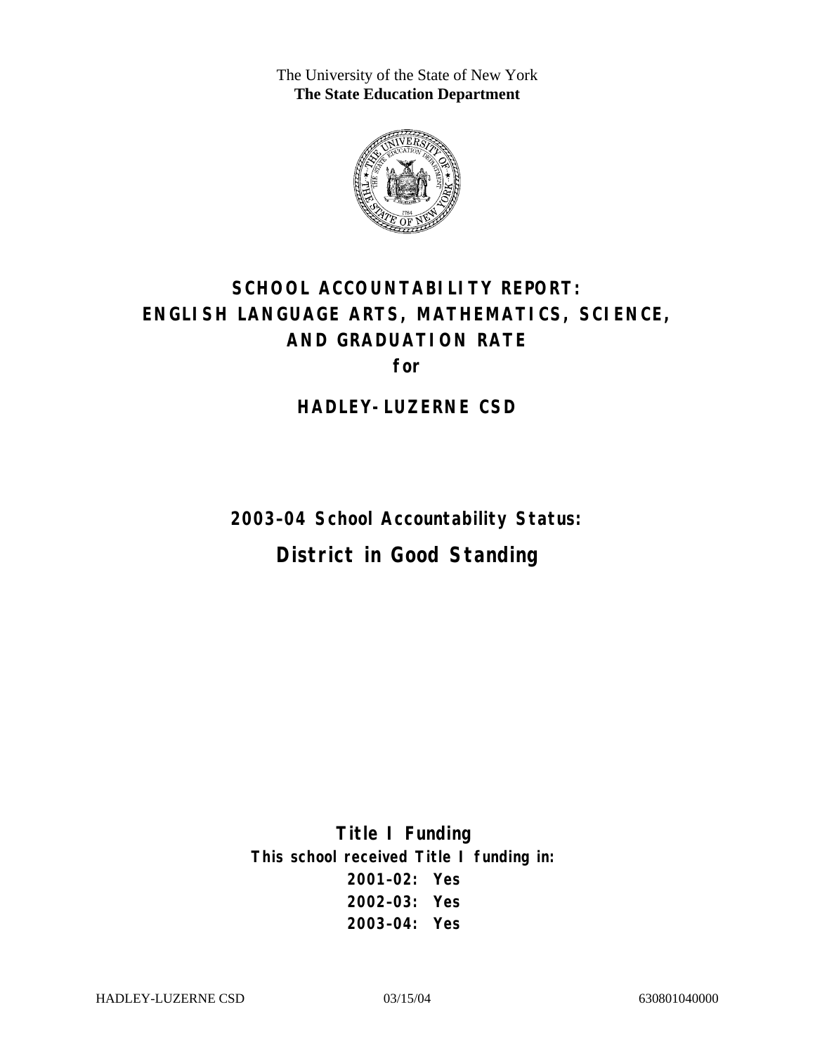The University of the State of New York
**The State Education Department**

# SCHOOL ACCOUNTABILITY REPORT: ENGLISH LANGUAGE ARTS, MATHEMATICS, SCIENCE, AND GRADUATION RATE

**for**

## HADLEY-LUZERNE CSD

**2003–04 School Accountability Status:**

## District in Good Standing

**Title I Funding**

**This school received Title I funding in:**

**2001–02: Yes**
**2002–03: Yes**
**2003–04: Yes**

HADLEY-LUZERNE CSD 03/15/04 630801040000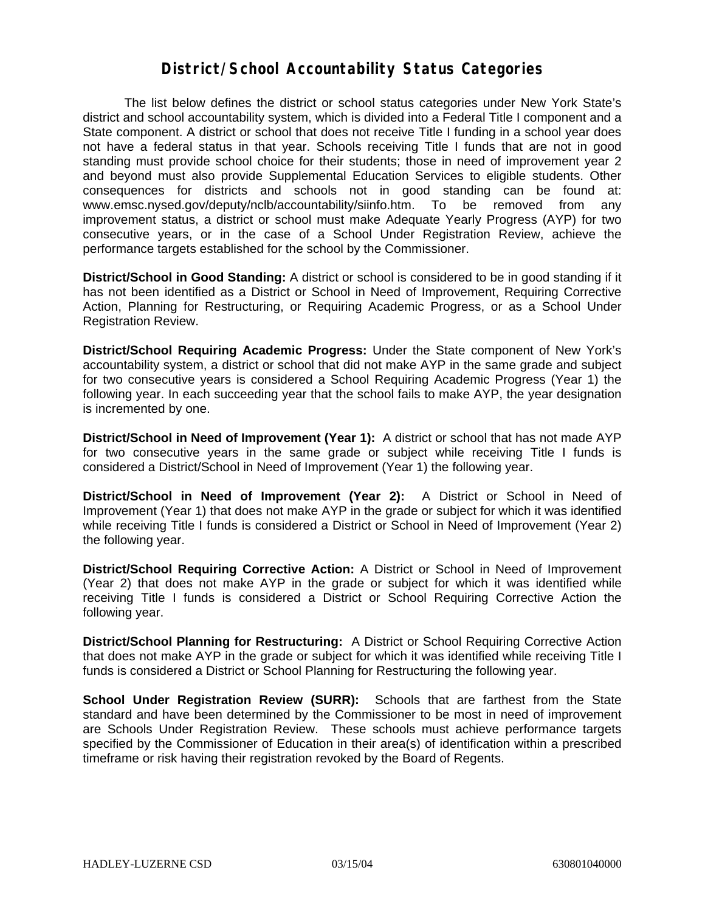# District/School Accountability Status Categories

The list below defines the district or school status categories under New York State's district and school accountability system, which is divided into a Federal Title I component and a State component. A district or school that does not receive Title I funding in a school year does not have a federal status in that year. Schools receiving Title I funds that are not in good standing must provide school choice for their students; those in need of improvement year 2 and beyond must also provide Supplemental Education Services to eligible students. Other consequences for districts and schools not in good standing can be found at: www.emsc.nysed.gov/deputy/nclb/accountability/siinfo.htm. To be removed from any improvement status, a district or school must make Adequate Yearly Progress (AYP) for two consecutive years, or in the case of a School Under Registration Review, achieve the performance targets established for the school by the Commissioner.

**District/School in Good Standing:** A district or school is considered to be in good standing if it has not been identified as a District or School in Need of Improvement, Requiring Corrective Action, Planning for Restructuring, or Requiring Academic Progress, or as a School Under Registration Review.

**District/School Requiring Academic Progress:** Under the State component of New York's accountability system, a district or school that did not make AYP in the same grade and subject for two consecutive years is considered a School Requiring Academic Progress (Year 1) the following year. In each succeeding year that the school fails to make AYP, the year designation is incremented by one.

**District/School in Need of Improvement (Year 1):** A district or school that has not made AYP for two consecutive years in the same grade or subject while receiving Title I funds is considered a District/School in Need of Improvement (Year 1) the following year.

**District/School in Need of Improvement (Year 2):** A District or School in Need of Improvement (Year 1) that does not make AYP in the grade or subject for which it was identified while receiving Title I funds is considered a District or School in Need of Improvement (Year 2) the following year.

**District/School Requiring Corrective Action:** A District or School in Need of Improvement (Year 2) that does not make AYP in the grade or subject for which it was identified while receiving Title I funds is considered a District or School Requiring Corrective Action the following year.

**District/School Planning for Restructuring:** A District or School Requiring Corrective Action that does not make AYP in the grade or subject for which it was identified while receiving Title I funds is considered a District or School Planning for Restructuring the following year.

**School Under Registration Review (SURR):** Schools that are farthest from the State standard and have been determined by the Commissioner to be most in need of improvement are Schools Under Registration Review. These schools must achieve performance targets specified by the Commissioner of Education in their area(s) of identification within a prescribed timeframe or risk having their registration revoked by the Board of Regents.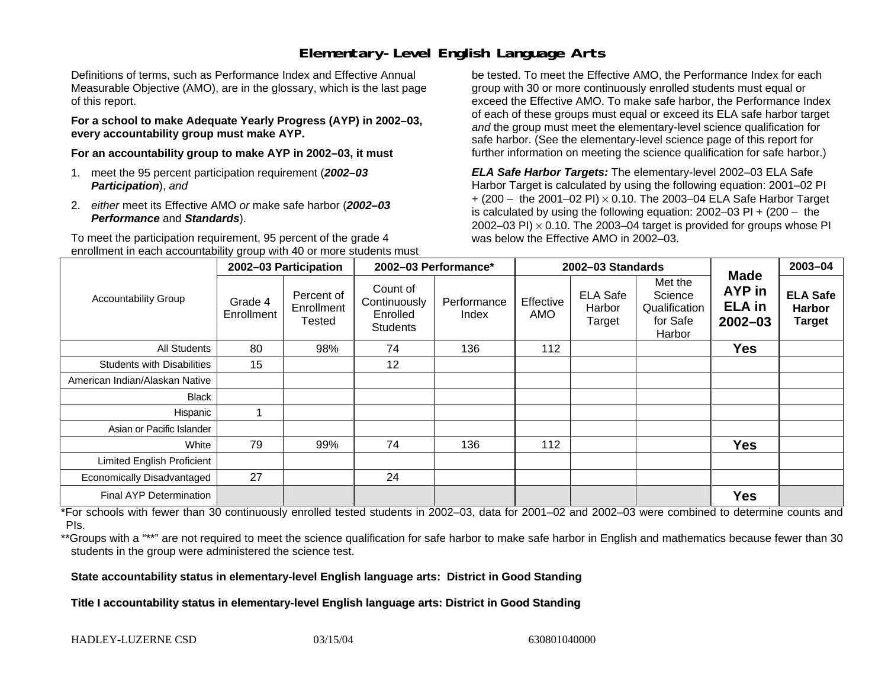## Elementary-Level English Language Arts

Definitions of terms, such as Performance Index and Effective Annual Measurable Objective (AMO), are in the glossary, which is the last page of this report.

**For a school to make Adequate Yearly Progress (AYP) in 2002–03, every accountability group must make AYP.**

**For an accountability group to make AYP in 2002–03, it must**

1. meet the 95 percent participation requirement (***2002–03 Participation***), *and*
2. *either* meet its Effective AMO *or* make safe harbor (***2002–03 Performance*** and ***Standards***).

To meet the participation requirement, 95 percent of the grade 4 enrollment in each accountability group with 40 or more students must be tested. To meet the Effective AMO, the Performance Index for each group with 30 or more continuously enrolled students must equal or exceed the Effective AMO. To make safe harbor, the Performance Index of each of these groups must equal or exceed its ELA safe harbor target *and* the group must meet the elementary-level science qualification for safe harbor. (See the elementary-level science page of this report for further information on meeting the science qualification for safe harbor.)

***ELA Safe Harbor Targets:*** The elementary-level 2002–03 ELA Safe Harbor Target is calculated by using the following equation: 2001–02 PI + (200 – the 2001–02 PI) × 0.10. The 2003–04 ELA Safe Harbor Target is calculated by using the following equation: 2002–03 PI + (200 – the 2002–03 PI) × 0.10. The 2003–04 target is provided for groups whose PI was below the Effective AMO in 2002–03.

| Accountability Group | 2002–03 Participation | | 2002–03 Performance* | | 2002–03 Standards | | | Made AYP in ELA in 2002–03 | 2003–04 |
|---|---|---|---|---|---|---|---|---|---|
| | Grade 4 Enrollment | Percent of Enrollment Tested | Count of Continuously Enrolled Students | Performance Index | Effective AMO | ELA Safe Harbor Target | Met the Science Qualification for Safe Harbor | | ELA Safe Harbor Target |
| All Students | 80 | 98% | 74 | 136 | 112 | | | Yes | |
| Students with Disabilities | 15 | | 12 | | | | | | |
| American Indian/Alaskan Native | | | | | | | | | |
| Black | | | | | | | | | |
| Hispanic | 1 | | | | | | | | |
| Asian or Pacific Islander | | | | | | | | | |
| White | 79 | 99% | 74 | 136 | 112 | | | Yes | |
| Limited English Proficient | | | | | | | | | |
| Economically Disadvantaged | 27 | | 24 | | | | | | |
| Final AYP Determination | | | | | | | | Yes | |

*For schools with fewer than 30 continuously enrolled tested students in 2002–03, data for 2001–02 and 2002–03 were combined to determine counts and PIs.

**Groups with a "**" are not required to meet the science qualification for safe harbor to make safe harbor in English and mathematics because fewer than 30 students in the group were administered the science test.

**State accountability status in elementary-level English language arts: District in Good Standing**

**Title I accountability status in elementary-level English language arts: District in Good Standing**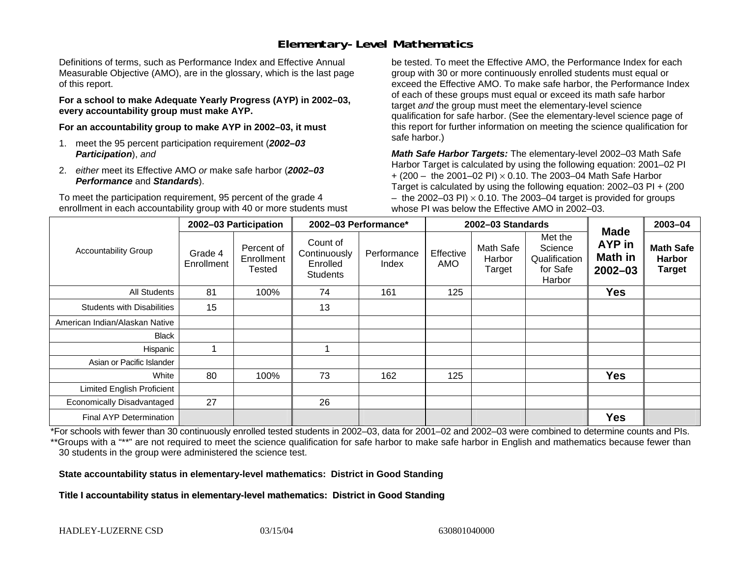## Elementary-Level Mathematics

Definitions of terms, such as Performance Index and Effective Annual Measurable Objective (AMO), are in the glossary, which is the last page of this report.

**For a school to make Adequate Yearly Progress (AYP) in 2002–03, every accountability group must make AYP.**

**For an accountability group to make AYP in 2002–03, it must**

1. meet the 95 percent participation requirement (***2002–03 Participation***), *and*
2. *either* meet its Effective AMO *or* make safe harbor (***2002–03 Performance*** and ***Standards***).

To meet the participation requirement, 95 percent of the grade 4 enrollment in each accountability group with 40 or more students must be tested. To meet the Effective AMO, the Performance Index for each group with 30 or more continuously enrolled students must equal or exceed the Effective AMO. To make safe harbor, the Performance Index of each of these groups must equal or exceed its math safe harbor target *and* the group must meet the elementary-level science qualification for safe harbor. (See the elementary-level science page of this report for further information on meeting the science qualification for safe harbor.)

***Math Safe Harbor Targets:*** The elementary-level 2002–03 Math Safe Harbor Target is calculated by using the following equation: 2001–02 PI + (200 – the 2001–02 PI) $\times$ 0.10. The 2003–04 Math Safe Harbor Target is calculated by using the following equation: 2002–03 PI + (200 – the 2002–03 PI) $\times$ 0.10. The 2003–04 target is provided for groups whose PI was below the Effective AMO in 2002–03.

| Accountability Group | 2002–03 Participation | | 2002–03 Performance* | | 2002–03 Standards | | | Made AYP in Math in 2002–03 | 2003–04 |
|---|---|---|---|---|---|---|---|---|---|
| | Grade 4 Enrollment | Percent of Enrollment Tested | Count of Continuously Enrolled Students | Performance Index | Effective AMO | Math Safe Harbor Target | Met the Science Qualification for Safe Harbor | | Math Safe Harbor Target |
| All Students | 81 | 100% | 74 | 161 | 125 | | | **Yes** | |
| Students with Disabilities | 15 | | 13 | | | | | | |
| American Indian/Alaskan Native | | | | | | | | | |
| Black | | | | | | | | | |
| Hispanic | 1 | | 1 | | | | | | |
| Asian or Pacific Islander | | | | | | | | | |
| White | 80 | 100% | 73 | 162 | 125 | | | **Yes** | |
| Limited English Proficient | | | | | | | | | |
| Economically Disadvantaged | 27 | | 26 | | | | | | |
| Final AYP Determination | | | | | | | | **Yes** | |

*For schools with fewer than 30 continuously enrolled tested students in 2002–03, data for 2001–02 and 2002–03 were combined to determine counts and PIs.
**Groups with a "**" are not required to meet the science qualification for safe harbor to make safe harbor in English and mathematics because fewer than 30 students in the group were administered the science test.

**State accountability status in elementary-level mathematics: District in Good Standing**

**Title I accountability status in elementary-level mathematics: District in Good Standing**

HADLEY-LUZERNE CSD 03/15/04 630801040000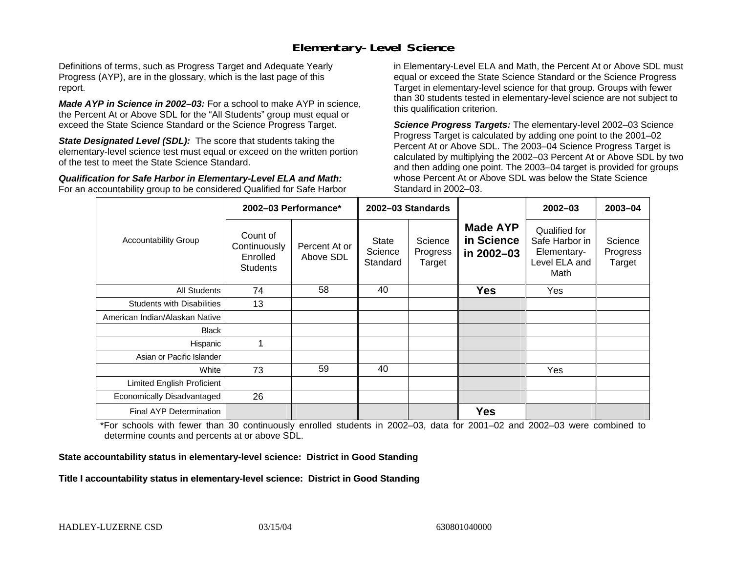# Elementary-Level Science

Definitions of terms, such as Progress Target and Adequate Yearly Progress (AYP), are in the glossary, which is the last page of this report.

***Made AYP in Science in 2002–03:*** For a school to make AYP in science, the Percent At or Above SDL for the "All Students" group must equal or exceed the State Science Standard or the Science Progress Target.

***State Designated Level (SDL):*** The score that students taking the elementary-level science test must equal or exceed on the written portion of the test to meet the State Science Standard.

***Qualification for Safe Harbor in Elementary-Level ELA and Math:*** For an accountability group to be considered Qualified for Safe Harbor in Elementary-Level ELA and Math, the Percent At or Above SDL must equal or exceed the State Science Standard or the Science Progress Target in elementary-level science for that group. Groups with fewer than 30 students tested in elementary-level science are not subject to this qualification criterion.

***Science Progress Targets:*** The elementary-level 2002–03 Science Progress Target is calculated by adding one point to the 2001–02 Percent At or Above SDL. The 2003–04 Science Progress Target is calculated by multiplying the 2002–03 Percent At or Above SDL by two and then adding one point. The 2003–04 target is provided for groups whose Percent At or Above SDL was below the State Science Standard in 2002–03.

| Accountability Group | 2002–03 Performance* | | 2002–03 Standards | | Made AYP in Science in 2002–03 | 2002–03 | 2003–04 |
|---|---|---|---|---|---|---|---|
| | Count of Continuously Enrolled Students | Percent At or Above SDL | State Science Standard | Science Progress Target | | Qualified for Safe Harbor in Elementary-Level ELA and Math | Science Progress Target |
| All Students | 74 | 58 | 40 | | **Yes** | Yes | |
| Students with Disabilities | 13 | | | | | | |
| American Indian/Alaskan Native | | | | | | | |
| Black | | | | | | | |
| Hispanic | 1 | | | | | | |
| Asian or Pacific Islander | | | | | | | |
| White | 73 | 59 | 40 | | | Yes | |
| Limited English Proficient | | | | | | | |
| Economically Disadvantaged | 26 | | | | | | |
| Final AYP Determination | | | | | **Yes** | | |

*For schools with fewer than 30 continuously enrolled students in 2002–03, data for 2001–02 and 2002–03 were combined to determine counts and percents at or above SDL.

**State accountability status in elementary-level science: District in Good Standing**

**Title I accountability status in elementary-level science: District in Good Standing**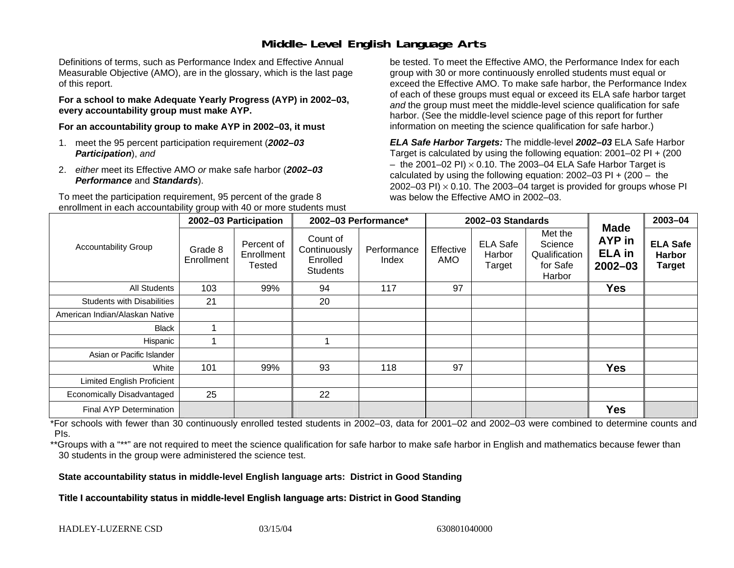# Middle-Level English Language Arts

Definitions of terms, such as Performance Index and Effective Annual Measurable Objective (AMO), are in the glossary, which is the last page of this report.

**For a school to make Adequate Yearly Progress (AYP) in 2002–03, every accountability group must make AYP.**

**For an accountability group to make AYP in 2002–03, it must**

1. meet the 95 percent participation requirement (***2002–03 Participation***), *and*
2. *either* meet its Effective AMO *or* make safe harbor (***2002–03 Performance*** and ***Standards***).

To meet the participation requirement, 95 percent of the grade 8 enrollment in each accountability group with 40 or more students must be tested. To meet the Effective AMO, the Performance Index for each group with 30 or more continuously enrolled students must equal or exceed the Effective AMO. To make safe harbor, the Performance Index of each of these groups must equal or exceed its ELA safe harbor target *and* the group must meet the middle-level science qualification for safe harbor. (See the middle-level science page of this report for further information on meeting the science qualification for safe harbor.)

***ELA Safe Harbor Targets:*** The middle-level ***2002–03*** ELA Safe Harbor Target is calculated by using the following equation: 2001–02 PI + (200 – the 2001–02 PI) $\times$ 0.10. The 2003–04 ELA Safe Harbor Target is calculated by using the following equation: 2002–03 PI + (200 – the 2002–03 PI) $\times$ 0.10. The 2003–04 target is provided for groups whose PI was below the Effective AMO in 2002–03.

| Accountability Group | 2002–03 Participation | | 2002–03 Performance* | | 2002–03 Standards | | | Made AYP in ELA in 2002–03 | 2003–04 |
|---|---|---|---|---|---|---|---|---|---|
| | Grade 8 Enrollment | Percent of Enrollment Tested | Count of Continuously Enrolled Students | Performance Index | Effective AMO | ELA Safe Harbor Target | Met the Science Qualification for Safe Harbor | | ELA Safe Harbor Target |
| All Students | 103 | 99% | 94 | 117 | 97 | | | **Yes** | |
| Students with Disabilities | 21 | | 20 | | | | | | |
| American Indian/Alaskan Native | | | | | | | | | |
| Black | 1 | | | | | | | | |
| Hispanic | 1 | | 1 | | | | | | |
| Asian or Pacific Islander | | | | | | | | | |
| White | 101 | 99% | 93 | 118 | 97 | | | **Yes** | |
| Limited English Proficient | | | | | | | | | |
| Economically Disadvantaged | 25 | | 22 | | | | | | |
| Final AYP Determination | | | | | | | | **Yes** | |

*For schools with fewer than 30 continuously enrolled tested students in 2002–03, data for 2001–02 and 2002–03 were combined to determine counts and PIs.

**Groups with a "**" are not required to meet the science qualification for safe harbor to make safe harbor in English and mathematics because fewer than 30 students in the group were administered the science test.

**State accountability status in middle-level English language arts: District in Good Standing**

**Title I accountability status in middle-level English language arts: District in Good Standing**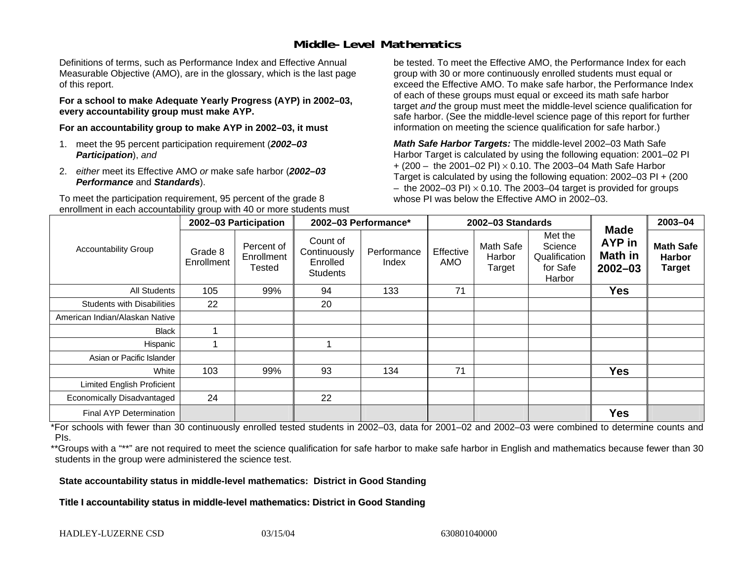# Middle-Level Mathematics

Definitions of terms, such as Performance Index and Effective Annual Measurable Objective (AMO), are in the glossary, which is the last page of this report.

**For a school to make Adequate Yearly Progress (AYP) in 2002–03, every accountability group must make AYP.**

**For an accountability group to make AYP in 2002–03, it must**

1. meet the 95 percent participation requirement (***2002–03 Participation***), *and*
2. *either* meet its Effective AMO *or* make safe harbor (***2002–03 Performance*** and ***Standards***).

To meet the participation requirement, 95 percent of the grade 8 enrollment in each accountability group with 40 or more students must be tested. To meet the Effective AMO, the Performance Index for each group with 30 or more continuously enrolled students must equal or exceed the Effective AMO. To make safe harbor, the Performance Index of each of these groups must equal or exceed its math safe harbor target *and* the group must meet the middle-level science qualification for safe harbor. (See the middle-level science page of this report for further information on meeting the science qualification for safe harbor.)

***Math Safe Harbor Targets:*** The middle-level 2002–03 Math Safe Harbor Target is calculated by using the following equation: 2001–02 PI + (200 – the 2001–02 PI) $\times$ 0.10. The 2003–04 Math Safe Harbor Target is calculated by using the following equation: 2002–03 PI + (200 – the 2002–03 PI) $\times$ 0.10. The 2003–04 target is provided for groups whose PI was below the Effective AMO in 2002–03.

| Accountability Group | 2002–03 Participation | | 2002–03 Performance* | | 2002–03 Standards | | | Made AYP in Math in 2002–03 | 2003–04 |
|---|---|---|---|---|---|---|---|---|---|
| | Grade 8 Enrollment | Percent of Enrollment Tested | Count of Continuously Enrolled Students | Performance Index | Effective AMO | Math Safe Harbor Target | Met the Science Qualification for Safe Harbor | | Math Safe Harbor Target |
| All Students | 105 | 99% | 94 | 133 | 71 | | | **Yes** | |
| Students with Disabilities | 22 | | 20 | | | | | | |
| American Indian/Alaskan Native | | | | | | | | | |
| Black | 1 | | | | | | | | |
| Hispanic | 1 | | 1 | | | | | | |
| Asian or Pacific Islander | | | | | | | | | |
| White | 103 | 99% | 93 | 134 | 71 | | | **Yes** | |
| Limited English Proficient | | | | | | | | | |
| Economically Disadvantaged | 24 | | 22 | | | | | | |
| Final AYP Determination | | | | | | | | **Yes** | |

*For schools with fewer than 30 continuously enrolled tested students in 2002–03, data for 2001–02 and 2002–03 were combined to determine counts and PIs.

**Groups with a "**" are not required to meet the science qualification for safe harbor to make safe harbor in English and mathematics because fewer than 30 students in the group were administered the science test.

**State accountability status in middle-level mathematics: District in Good Standing**

**Title I accountability status in middle-level mathematics: District in Good Standing**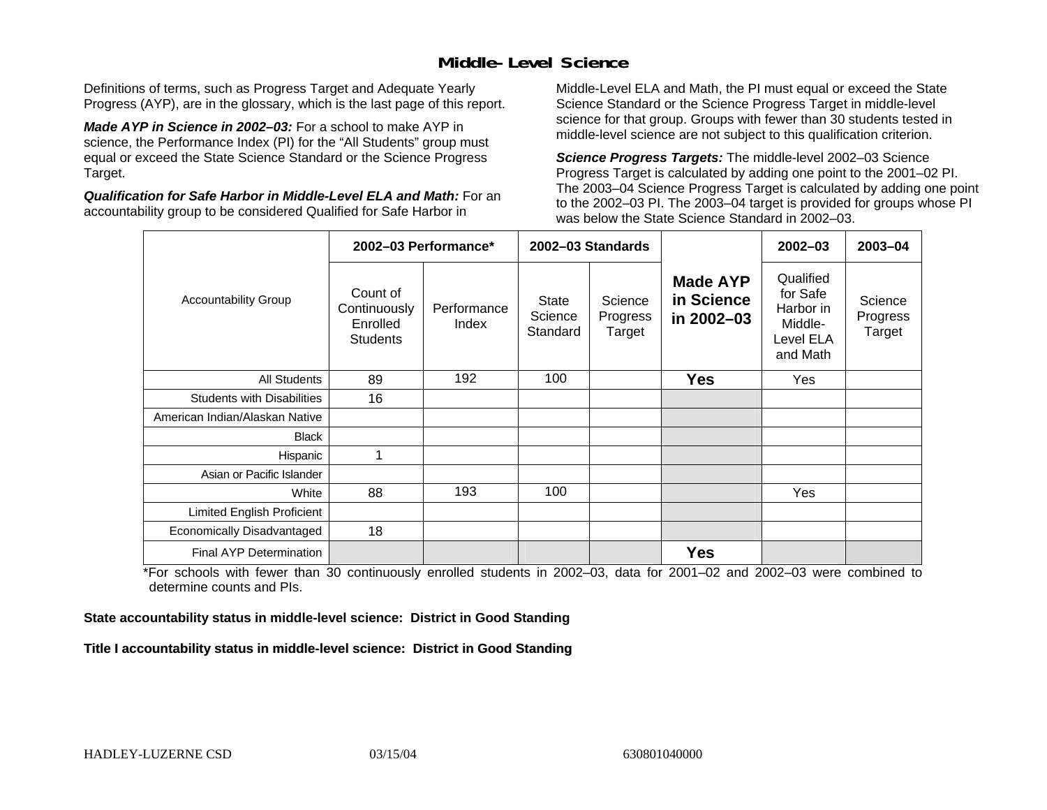## Middle-Level Science

Definitions of terms, such as Progress Target and Adequate Yearly Progress (AYP), are in the glossary, which is the last page of this report.

***Made AYP in Science in 2002–03:*** For a school to make AYP in science, the Performance Index (PI) for the "All Students" group must equal or exceed the State Science Standard or the Science Progress Target.

***Qualification for Safe Harbor in Middle-Level ELA and Math:*** For an accountability group to be considered Qualified for Safe Harbor in Middle-Level ELA and Math, the PI must equal or exceed the State Science Standard or the Science Progress Target in middle-level science for that group. Groups with fewer than 30 students tested in middle-level science are not subject to this qualification criterion.

***Science Progress Targets:*** The middle-level 2002–03 Science Progress Target is calculated by adding one point to the 2001–02 PI. The 2003–04 Science Progress Target is calculated by adding one point to the 2002–03 PI. The 2003–04 target is provided for groups whose PI was below the State Science Standard in 2002–03.

| Accountability Group | 2002–03 Performance* | | 2002–03 Standards | | Made AYP in Science in 2002–03 | 2002–03 | 2003–04 |
|---|---|---|---|---|---|---|---|
| | Count of Continuously Enrolled Students | Performance Index | State Science Standard | Science Progress Target | | Qualified for Safe Harbor in Middle-Level ELA and Math | Science Progress Target |
| All Students | 89 | 192 | 100 | | **Yes** | Yes | |
| Students with Disabilities | 16 | | | | | | |
| American Indian/Alaskan Native | | | | | | | |
| Black | | | | | | | |
| Hispanic | 1 | | | | | | |
| Asian or Pacific Islander | | | | | | | |
| White | 88 | 193 | 100 | | | Yes | |
| Limited English Proficient | | | | | | | |
| Economically Disadvantaged | 18 | | | | | | |
| Final AYP Determination | | | | | **Yes** | | |

*For schools with fewer than 30 continuously enrolled students in 2002–03, data for 2001–02 and 2002–03 were combined to determine counts and PIs.

**State accountability status in middle-level science: District in Good Standing**

**Title I accountability status in middle-level science: District in Good Standing**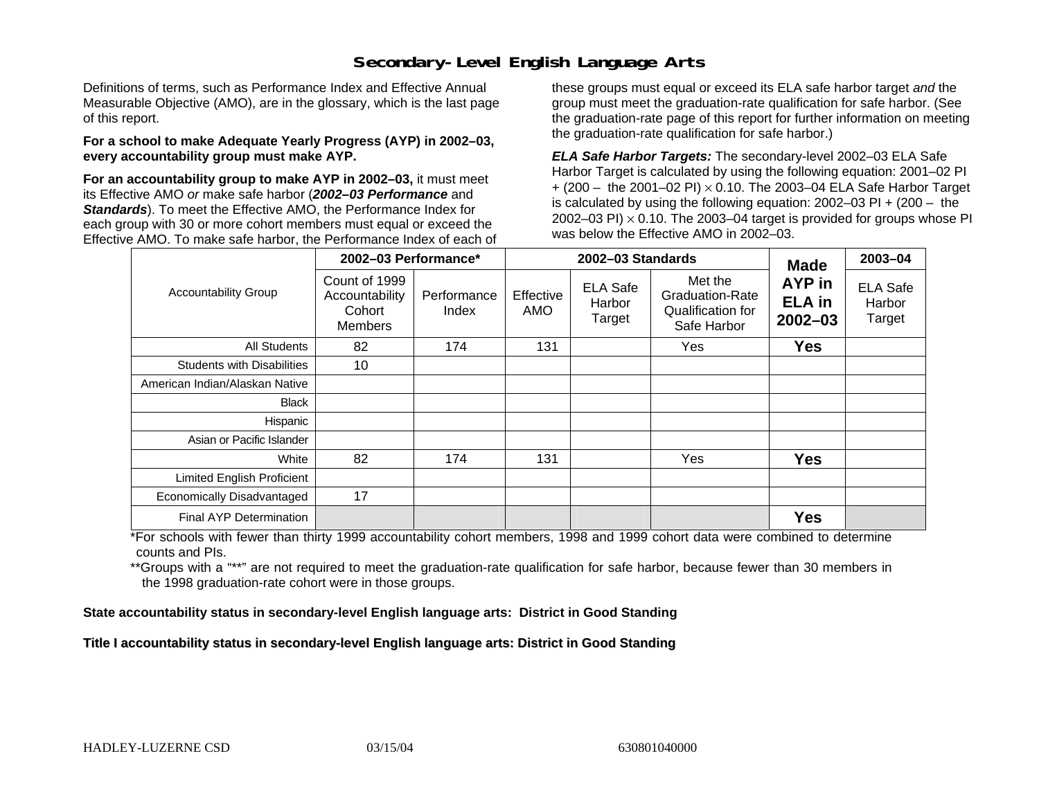## Secondary-Level English Language Arts

Definitions of terms, such as Performance Index and Effective Annual Measurable Objective (AMO), are in the glossary, which is the last page of this report.

**For a school to make Adequate Yearly Progress (AYP) in 2002–03, every accountability group must make AYP.**

**For an accountability group to make AYP in 2002–03,** it must meet its Effective AMO *or* make safe harbor (***2002–03 Performance*** and ***Standards***). To meet the Effective AMO, the Performance Index for each group with 30 or more cohort members must equal or exceed the Effective AMO. To make safe harbor, the Performance Index of each of these groups must equal or exceed its ELA safe harbor target *and* the group must meet the graduation-rate qualification for safe harbor. (See the graduation-rate page of this report for further information on meeting the graduation-rate qualification for safe harbor.)

***ELA Safe Harbor Targets:*** The secondary-level 2002–03 ELA Safe Harbor Target is calculated by using the following equation: 2001–02 PI + (200 – the 2001–02 PI) $\times$ 0.10. The 2003–04 ELA Safe Harbor Target is calculated by using the following equation: 2002–03 PI + (200 – the 2002–03 PI) $\times$ 0.10. The 2003–04 target is provided for groups whose PI was below the Effective AMO in 2002–03.

| Accountability Group | 2002–03 Performance* | | 2002–03 Standards | | | Made AYP in ELA in 2002–03 | 2003–04 |
|---|---|---|---|---|---|---|---|
| | Count of 1999 Accountability Cohort Members | Performance Index | Effective AMO | ELA Safe Harbor Target | Met the Graduation-Rate Qualification for Safe Harbor | | ELA Safe Harbor Target |
| All Students | 82 | 174 | 131 | | Yes | **Yes** | |
| Students with Disabilities | 10 | | | | | | |
| American Indian/Alaskan Native | | | | | | | |
| Black | | | | | | | |
| Hispanic | | | | | | | |
| Asian or Pacific Islander | | | | | | | |
| White | 82 | 174 | 131 | | Yes | **Yes** | |
| Limited English Proficient | | | | | | | |
| Economically Disadvantaged | 17 | | | | | | |
| Final AYP Determination | | | | | | **Yes** | |

*For schools with fewer than thirty 1999 accountability cohort members, 1998 and 1999 cohort data were combined to determine counts and PIs.

**Groups with a "**" are not required to meet the graduation-rate qualification for safe harbor, because fewer than 30 members in the 1998 graduation-rate cohort were in those groups.

**State accountability status in secondary-level English language arts: District in Good Standing**

**Title I accountability status in secondary-level English language arts: District in Good Standing**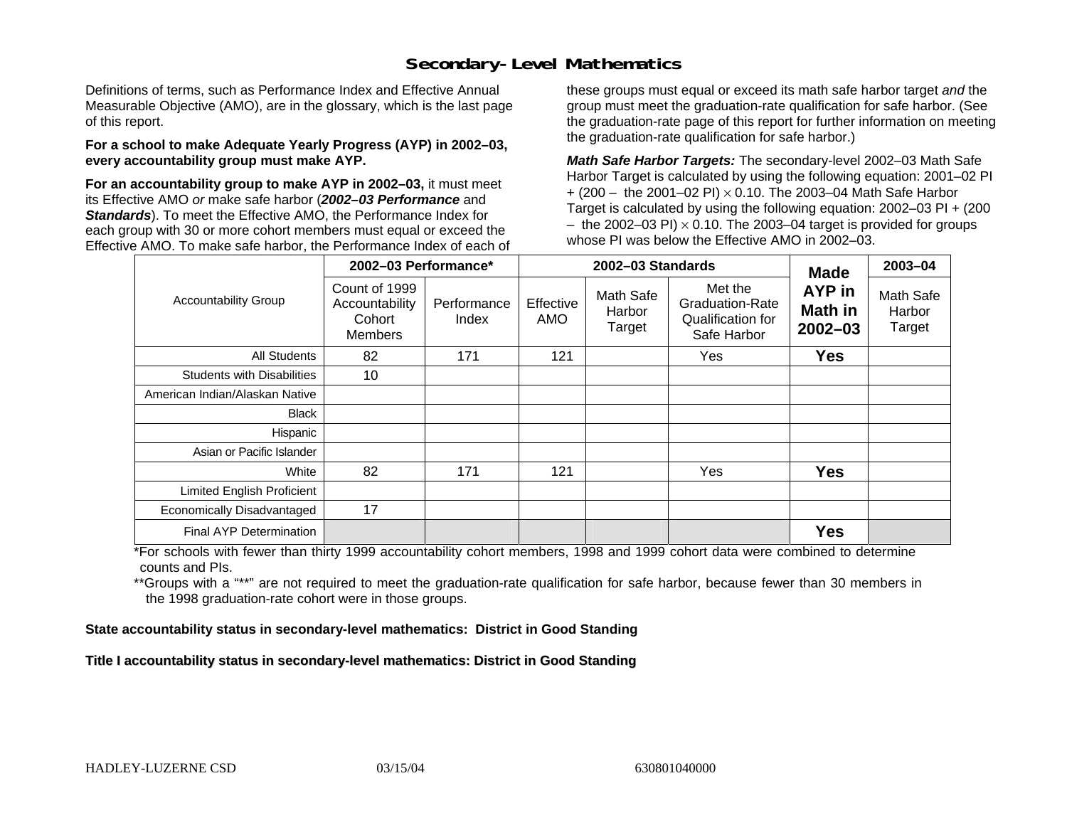## Secondary-Level Mathematics

Definitions of terms, such as Performance Index and Effective Annual Measurable Objective (AMO), are in the glossary, which is the last page of this report.

**For a school to make Adequate Yearly Progress (AYP) in 2002–03, every accountability group must make AYP.**

**For an accountability group to make AYP in 2002–03,** it must meet its Effective AMO *or* make safe harbor (***2002–03 Performance*** and ***Standards***). To meet the Effective AMO, the Performance Index for each group with 30 or more cohort members must equal or exceed the Effective AMO. To make safe harbor, the Performance Index of each of these groups must equal or exceed its math safe harbor target *and* the group must meet the graduation-rate qualification for safe harbor. (See the graduation-rate page of this report for further information on meeting the graduation-rate qualification for safe harbor.)

***Math Safe Harbor Targets:*** The secondary-level 2002–03 Math Safe Harbor Target is calculated by using the following equation: 2001–02 PI + (200 – the 2001–02 PI) $\times$ 0.10. The 2003–04 Math Safe Harbor Target is calculated by using the following equation: 2002–03 PI + (200 – the 2002–03 PI) $\times$ 0.10. The 2003–04 target is provided for groups whose PI was below the Effective AMO in 2002–03.

| Accountability Group | 2002–03 Performance* | | 2002–03 Standards | | | Made AYP in Math in 2002–03 | 2003–04 |
|---|---|---|---|---|---|---|---|
| | Count of 1999 Accountability Cohort Members | Performance Index | Effective AMO | Math Safe Harbor Target | Met the Graduation-Rate Qualification for Safe Harbor | | Math Safe Harbor Target |
| All Students | 82 | 171 | 121 | | Yes | **Yes** | |
| Students with Disabilities | 10 | | | | | | |
| American Indian/Alaskan Native | | | | | | | |
| Black | | | | | | | |
| Hispanic | | | | | | | |
| Asian or Pacific Islander | | | | | | | |
| White | 82 | 171 | 121 | | Yes | **Yes** | |
| Limited English Proficient | | | | | | | |
| Economically Disadvantaged | 17 | | | | | | |
| Final AYP Determination | | | | | | **Yes** | |

*For schools with fewer than thirty 1999 accountability cohort members, 1998 and 1999 cohort data were combined to determine counts and PIs.

**Groups with a "**" are not required to meet the graduation-rate qualification for safe harbor, because fewer than 30 members in the 1998 graduation-rate cohort were in those groups.

**State accountability status in secondary-level mathematics: District in Good Standing**

**Title I accountability status in secondary-level mathematics: District in Good Standing**

HADLEY-LUZERNE CSD 03/15/04 630801040000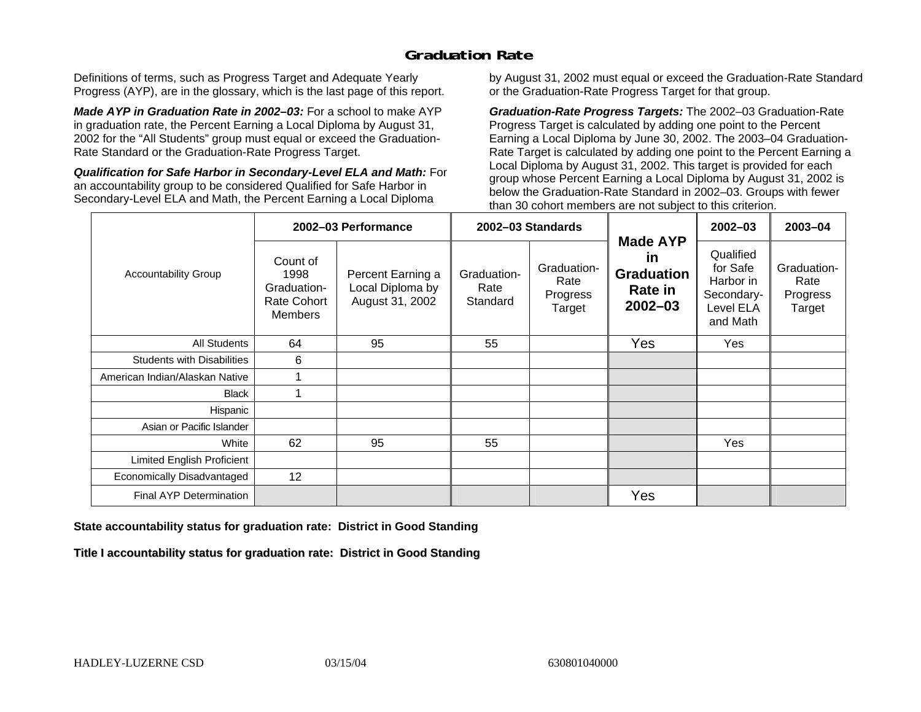## Graduation Rate

Definitions of terms, such as Progress Target and Adequate Yearly Progress (AYP), are in the glossary, which is the last page of this report.

***Made AYP in Graduation Rate in 2002–03:*** For a school to make AYP in graduation rate, the Percent Earning a Local Diploma by August 31, 2002 for the "All Students" group must equal or exceed the Graduation-Rate Standard or the Graduation-Rate Progress Target.

***Qualification for Safe Harbor in Secondary-Level ELA and Math:*** For an accountability group to be considered Qualified for Safe Harbor in Secondary-Level ELA and Math, the Percent Earning a Local Diploma by August 31, 2002 must equal or exceed the Graduation-Rate Standard or the Graduation-Rate Progress Target for that group.

***Graduation-Rate Progress Targets:*** The 2002–03 Graduation-Rate Progress Target is calculated by adding one point to the Percent Earning a Local Diploma by June 30, 2002. The 2003–04 Graduation-Rate Target is calculated by adding one point to the Percent Earning a Local Diploma by August 31, 2002. This target is provided for each group whose Percent Earning a Local Diploma by August 31, 2002 is below the Graduation-Rate Standard in 2002–03. Groups with fewer than 30 cohort members are not subject to this criterion.

| Accountability Group | 2002–03 Performance | | 2002–03 Standards | | Made AYP in Graduation Rate in 2002–03 | 2002–03 | 2003–04 |
|---|---|---|---|---|---|---|---|
| | Count of 1998 Graduation-Rate Cohort Members | Percent Earning a Local Diploma by August 31, 2002 | Graduation-Rate Standard | Graduation-Rate Progress Target | | Qualified for Safe Harbor in Secondary-Level ELA and Math | Graduation-Rate Progress Target |
| All Students | 64 | 95 | 55 | | Yes | Yes | |
| Students with Disabilities | 6 | | | | | | |
| American Indian/Alaskan Native | 1 | | | | | | |
| Black | 1 | | | | | | |
| Hispanic | | | | | | | |
| Asian or Pacific Islander | | | | | | | |
| White | 62 | 95 | 55 | | | Yes | |
| Limited English Proficient | | | | | | | |
| Economically Disadvantaged | 12 | | | | | | |
| Final AYP Determination | | | | | Yes | | |

**State accountability status for graduation rate: District in Good Standing**

**Title I accountability status for graduation rate: District in Good Standing**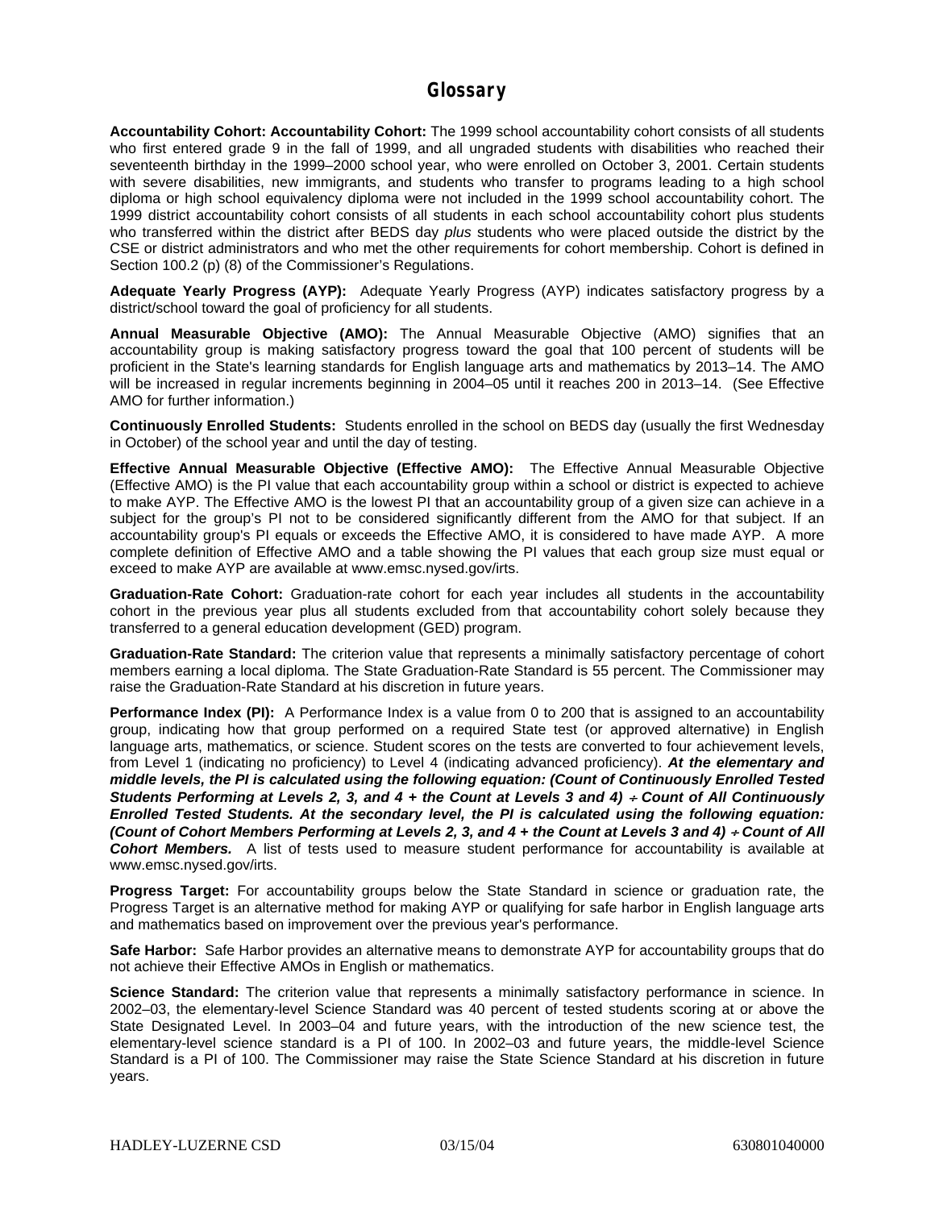# Glossary

**Accountability Cohort: Accountability Cohort:** The 1999 school accountability cohort consists of all students who first entered grade 9 in the fall of 1999, and all ungraded students with disabilities who reached their seventeenth birthday in the 1999–2000 school year, who were enrolled on October 3, 2001. Certain students with severe disabilities, new immigrants, and students who transfer to programs leading to a high school diploma or high school equivalency diploma were not included in the 1999 school accountability cohort. The 1999 district accountability cohort consists of all students in each school accountability cohort plus students who transferred within the district after BEDS day *plus* students who were placed outside the district by the CSE or district administrators and who met the other requirements for cohort membership. Cohort is defined in Section 100.2 (p) (8) of the Commissioner's Regulations.

**Adequate Yearly Progress (AYP):** Adequate Yearly Progress (AYP) indicates satisfactory progress by a district/school toward the goal of proficiency for all students.

**Annual Measurable Objective (AMO):** The Annual Measurable Objective (AMO) signifies that an accountability group is making satisfactory progress toward the goal that 100 percent of students will be proficient in the State's learning standards for English language arts and mathematics by 2013–14. The AMO will be increased in regular increments beginning in 2004–05 until it reaches 200 in 2013–14. (See Effective AMO for further information.)

**Continuously Enrolled Students:** Students enrolled in the school on BEDS day (usually the first Wednesday in October) of the school year and until the day of testing.

**Effective Annual Measurable Objective (Effective AMO):** The Effective Annual Measurable Objective (Effective AMO) is the PI value that each accountability group within a school or district is expected to achieve to make AYP. The Effective AMO is the lowest PI that an accountability group of a given size can achieve in a subject for the group's PI not to be considered significantly different from the AMO for that subject. If an accountability group's PI equals or exceeds the Effective AMO, it is considered to have made AYP. A more complete definition of Effective AMO and a table showing the PI values that each group size must equal or exceed to make AYP are available at www.emsc.nysed.gov/irts.

**Graduation-Rate Cohort:** Graduation-rate cohort for each year includes all students in the accountability cohort in the previous year plus all students excluded from that accountability cohort solely because they transferred to a general education development (GED) program.

**Graduation-Rate Standard:** The criterion value that represents a minimally satisfactory percentage of cohort members earning a local diploma. The State Graduation-Rate Standard is 55 percent. The Commissioner may raise the Graduation-Rate Standard at his discretion in future years.

**Performance Index (PI):** A Performance Index is a value from 0 to 200 that is assigned to an accountability group, indicating how that group performed on a required State test (or approved alternative) in English language arts, mathematics, or science. Student scores on the tests are converted to four achievement levels, from Level 1 (indicating no proficiency) to Level 4 (indicating advanced proficiency). ***At the elementary and middle levels, the PI is calculated using the following equation: (Count of Continuously Enrolled Tested Students Performing at Levels 2, 3, and 4 + the Count at Levels 3 and 4) ÷ Count of All Continuously Enrolled Tested Students. At the secondary level, the PI is calculated using the following equation: (Count of Cohort Members Performing at Levels 2, 3, and 4 + the Count at Levels 3 and 4) ÷ Count of All Cohort Members.*** A list of tests used to measure student performance for accountability is available at www.emsc.nysed.gov/irts.

**Progress Target:** For accountability groups below the State Standard in science or graduation rate, the Progress Target is an alternative method for making AYP or qualifying for safe harbor in English language arts and mathematics based on improvement over the previous year's performance.

**Safe Harbor:** Safe Harbor provides an alternative means to demonstrate AYP for accountability groups that do not achieve their Effective AMOs in English or mathematics.

**Science Standard:** The criterion value that represents a minimally satisfactory performance in science. In 2002–03, the elementary-level Science Standard was 40 percent of tested students scoring at or above the State Designated Level. In 2003–04 and future years, with the introduction of the new science test, the elementary-level science standard is a PI of 100. In 2002–03 and future years, the middle-level Science Standard is a PI of 100. The Commissioner may raise the State Science Standard at his discretion in future years.